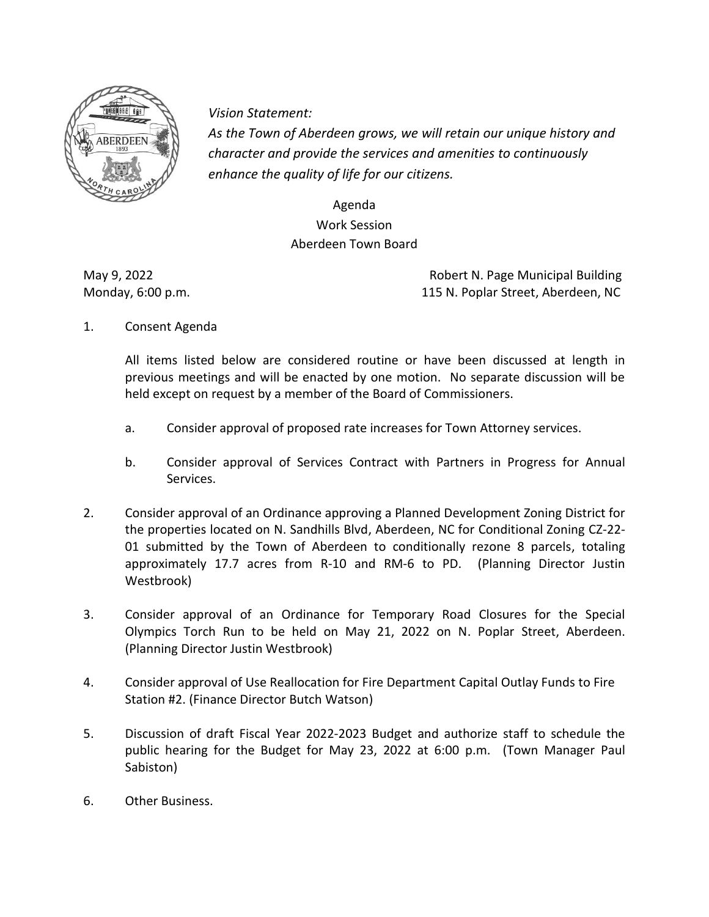*Vision Statement:*
*As the Town of Aberdeen grows, we will retain our unique history and character and provide the services and amenities to continuously enhance the quality of life for our citizens.*

Agenda
Work Session
Aberdeen Town Board

May 9, 2022
Monday, 6:00 p.m.

Robert N. Page Municipal Building
115 N. Poplar Street, Aberdeen, NC

1. Consent Agenda

   All items listed below are considered routine or have been discussed at length in previous meetings and will be enacted by one motion. No separate discussion will be held except on request by a member of the Board of Commissioners.

   a. Consider approval of proposed rate increases for Town Attorney services.

   b. Consider approval of Services Contract with Partners in Progress for Annual Services.

2. Consider approval of an Ordinance approving a Planned Development Zoning District for the properties located on N. Sandhills Blvd, Aberdeen, NC for Conditional Zoning CZ-22-01 submitted by the Town of Aberdeen to conditionally rezone 8 parcels, totaling approximately 17.7 acres from R-10 and RM-6 to PD. (Planning Director Justin Westbrook)

3. Consider approval of an Ordinance for Temporary Road Closures for the Special Olympics Torch Run to be held on May 21, 2022 on N. Poplar Street, Aberdeen. (Planning Director Justin Westbrook)

4. Consider approval of Use Reallocation for Fire Department Capital Outlay Funds to Fire Station #2. (Finance Director Butch Watson)

5. Discussion of draft Fiscal Year 2022-2023 Budget and authorize staff to schedule the public hearing for the Budget for May 23, 2022 at 6:00 p.m. (Town Manager Paul Sabiston)

6. Other Business.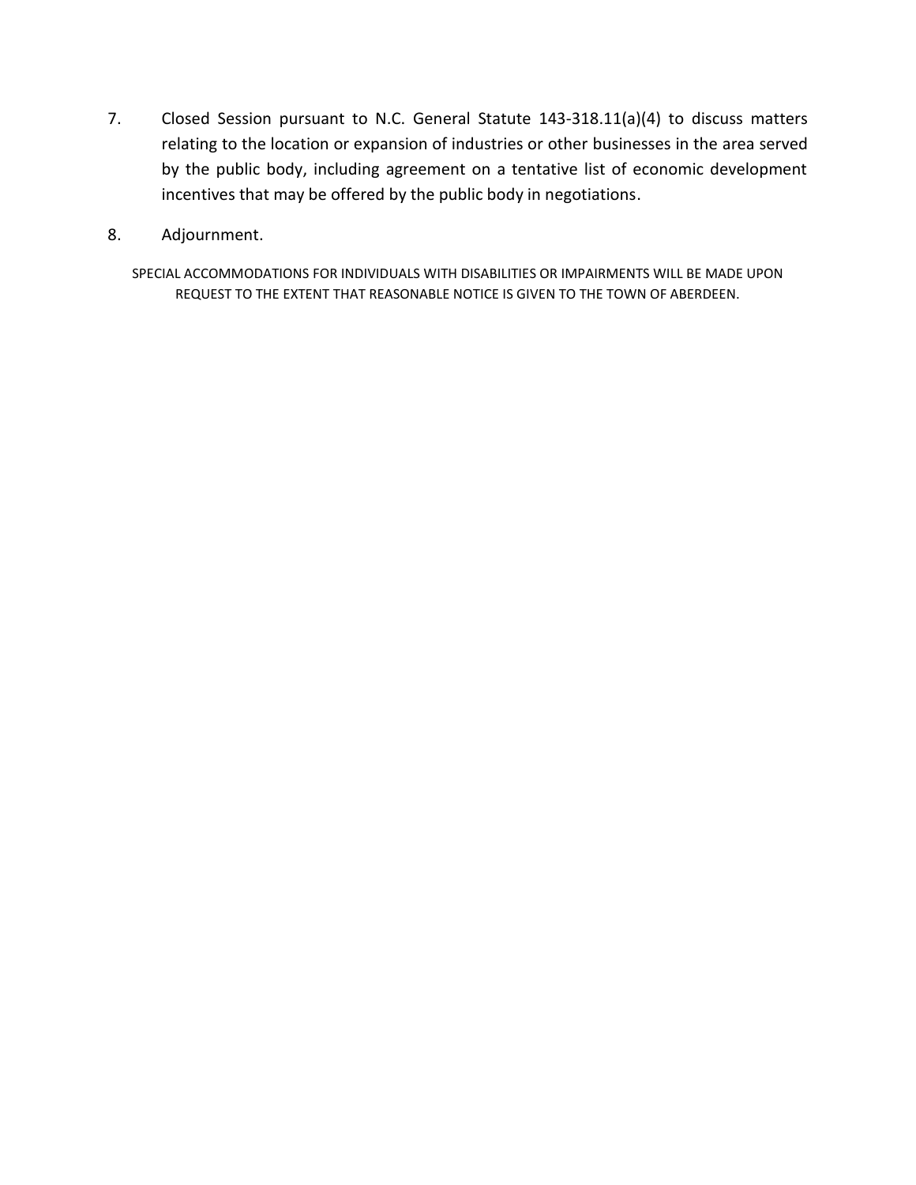7. Closed Session pursuant to N.C. General Statute 143-318.11(a)(4) to discuss matters relating to the location or expansion of industries or other businesses in the area served by the public body, including agreement on a tentative list of economic development incentives that may be offered by the public body in negotiations.

8. Adjournment.

SPECIAL ACCOMMODATIONS FOR INDIVIDUALS WITH DISABILITIES OR IMPAIRMENTS WILL BE MADE UPON REQUEST TO THE EXTENT THAT REASONABLE NOTICE IS GIVEN TO THE TOWN OF ABERDEEN.